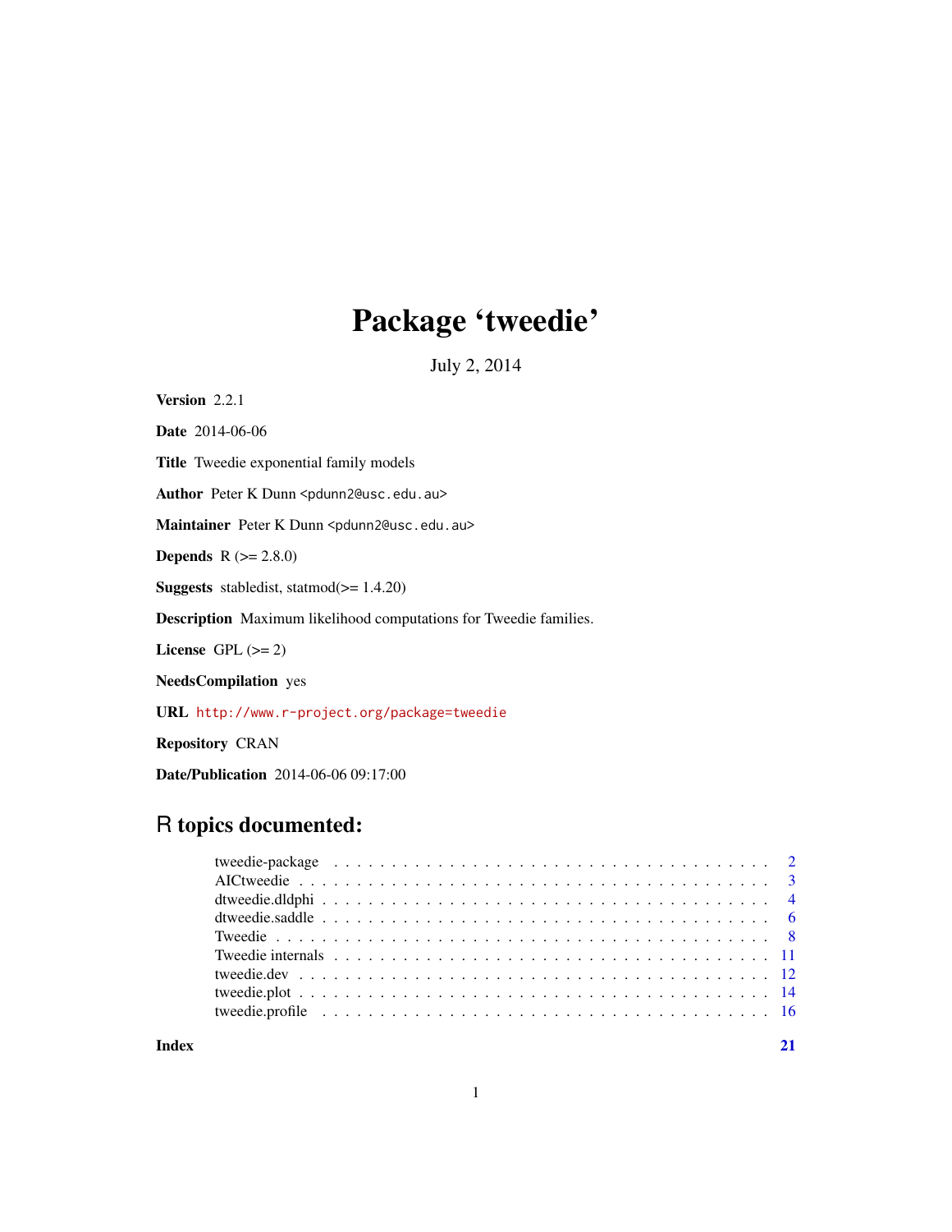# Package 'tweedie'

July 2, 2014

**Version** 2.2.1

**Date** 2014-06-06

**Title** Tweedie exponential family models

**Author** Peter K Dunn <pdunn2@usc.edu.au>

**Maintainer** Peter K Dunn <pdunn2@usc.edu.au>

**Depends** R (>= 2.8.0)

**Suggests** stabledist, statmod(>= 1.4.20)

**Description** Maximum likelihood computations for Tweedie families.

**License** GPL (>= 2)

**NeedsCompilation** yes

**URL** http://www.r-project.org/package=tweedie

**Repository** CRAN

**Date/Publication** 2014-06-06 09:17:00

## R topics documented:

| | |
|---|---|
| tweedie-package | 2 |
| AICtweedie | 3 |
| dtweedie.dldphi | 4 |
| dtweedie.saddle | 6 |
| Tweedie | 8 |
| Tweedie internals | 11 |
| tweedie.dev | 12 |
| tweedie.plot | 14 |
| tweedie.profile | 16 |
| **Index** | **21** |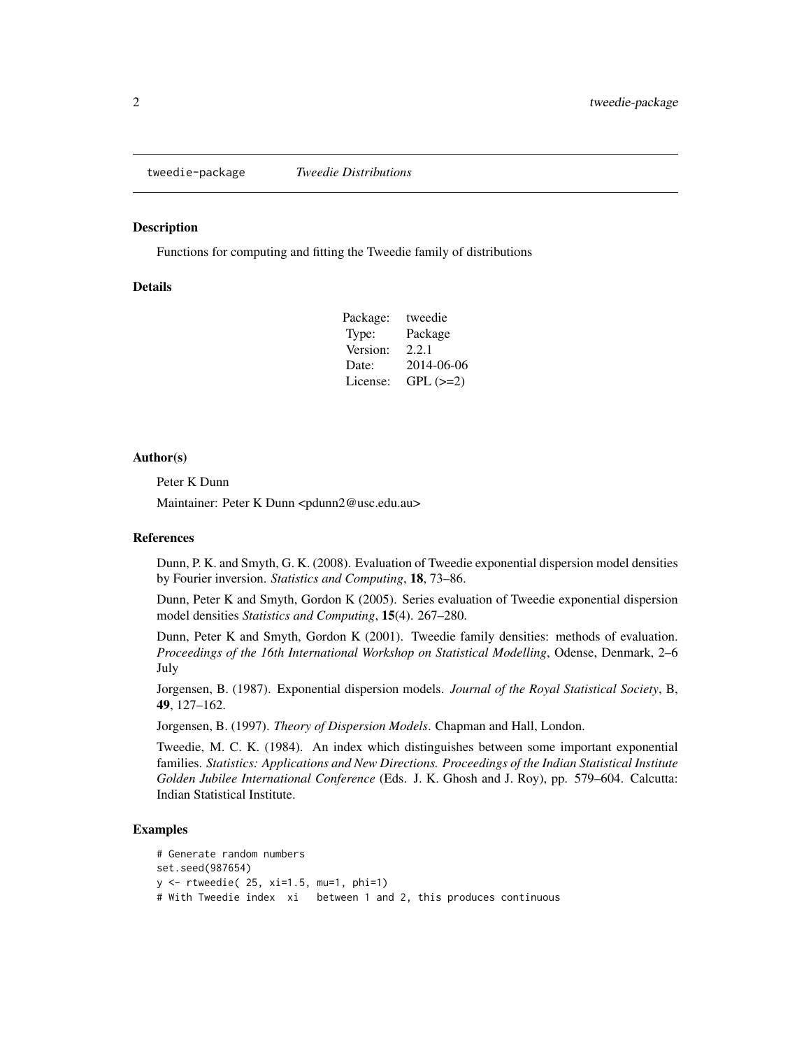tweedie-package *Tweedie Distributions*

## Description

Functions for computing and fitting the Tweedie family of distributions

## Details

| | |
|---|---|
| Package: | tweedie |
| Type: | Package |
| Version: | 2.2.1 |
| Date: | 2014-06-06 |
| License: | GPL (>=2) |

## Author(s)

Peter K Dunn

Maintainer: Peter K Dunn <pdunn2@usc.edu.au>

## References

Dunn, P. K. and Smyth, G. K. (2008). Evaluation of Tweedie exponential dispersion model densities by Fourier inversion. *Statistics and Computing*, **18**, 73–86.

Dunn, Peter K and Smyth, Gordon K (2005). Series evaluation of Tweedie exponential dispersion model densities *Statistics and Computing*, **15**(4). 267–280.

Dunn, Peter K and Smyth, Gordon K (2001). Tweedie family densities: methods of evaluation. *Proceedings of the 16th International Workshop on Statistical Modelling*, Odense, Denmark, 2–6 July

Jorgensen, B. (1987). Exponential dispersion models. *Journal of the Royal Statistical Society*, B, **49**, 127–162.

Jorgensen, B. (1997). *Theory of Dispersion Models*. Chapman and Hall, London.

Tweedie, M. C. K. (1984). An index which distinguishes between some important exponential families. *Statistics: Applications and New Directions. Proceedings of the Indian Statistical Institute Golden Jubilee International Conference* (Eds. J. K. Ghosh and J. Roy), pp. 579–604. Calcutta: Indian Statistical Institute.

## Examples

```
# Generate random numbers
set.seed(987654)
y <- rtweedie( 25, xi=1.5, mu=1, phi=1)
# With Tweedie index  xi   between 1 and 2, this produces continuous
```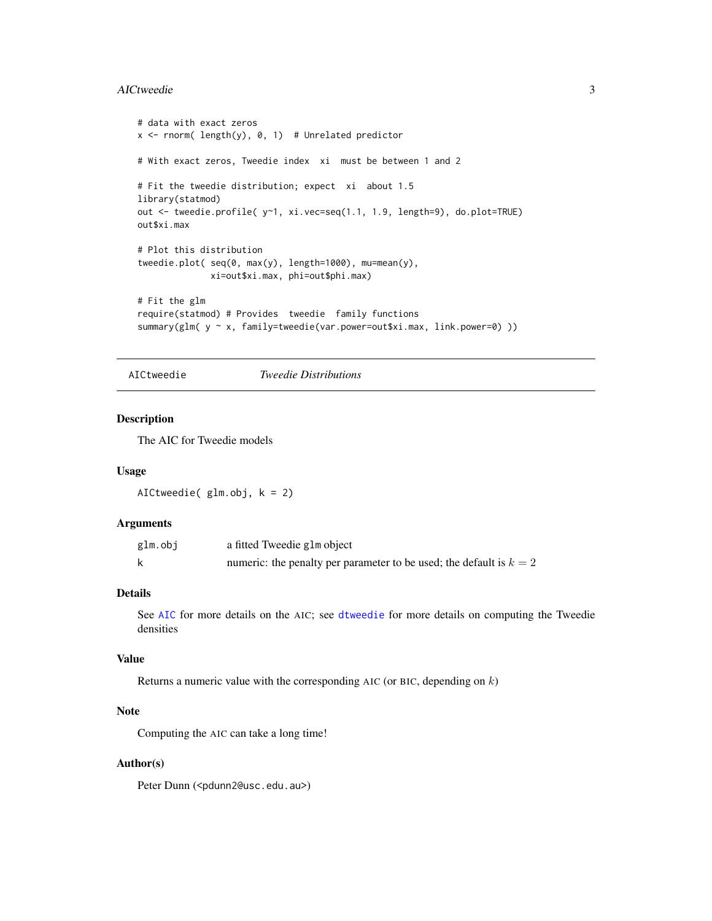```
# data with exact zeros
x <- rnorm( length(y), 0, 1)  # Unrelated predictor

# With exact zeros, Tweedie index  xi  must be between 1 and 2

# Fit the tweedie distribution; expect  xi  about 1.5
library(statmod)
out <- tweedie.profile( y~1, xi.vec=seq(1.1, 1.9, length=9), do.plot=TRUE)
out$xi.max

# Plot this distribution
tweedie.plot( seq(0, max(y), length=1000), mu=mean(y),
              xi=out$xi.max, phi=out$phi.max)

# Fit the glm
require(statmod) # Provides  tweedie  family functions
summary(glm( y ~ x, family=tweedie(var.power=out$xi.max, link.power=0) ))
```

---

`AICtweedie` *Tweedie Distributions*

---

## Description

The AIC for Tweedie models

## Usage

```
AICtweedie( glm.obj, k = 2)
```

## Arguments

| | |
|---|---|
| `glm.obj` | a fitted Tweedie `glm` object |
| `k` | numeric: the penalty per parameter to be used; the default is $k = 2$ |

## Details

See `AIC` for more details on the AIC; see `dtweedie` for more details on computing the Tweedie densities

## Value

Returns a numeric value with the corresponding AIC (or BIC, depending on $k$)

## Note

Computing the AIC can take a long time!

## Author(s)

Peter Dunn (<pdunn2@usc.edu.au>)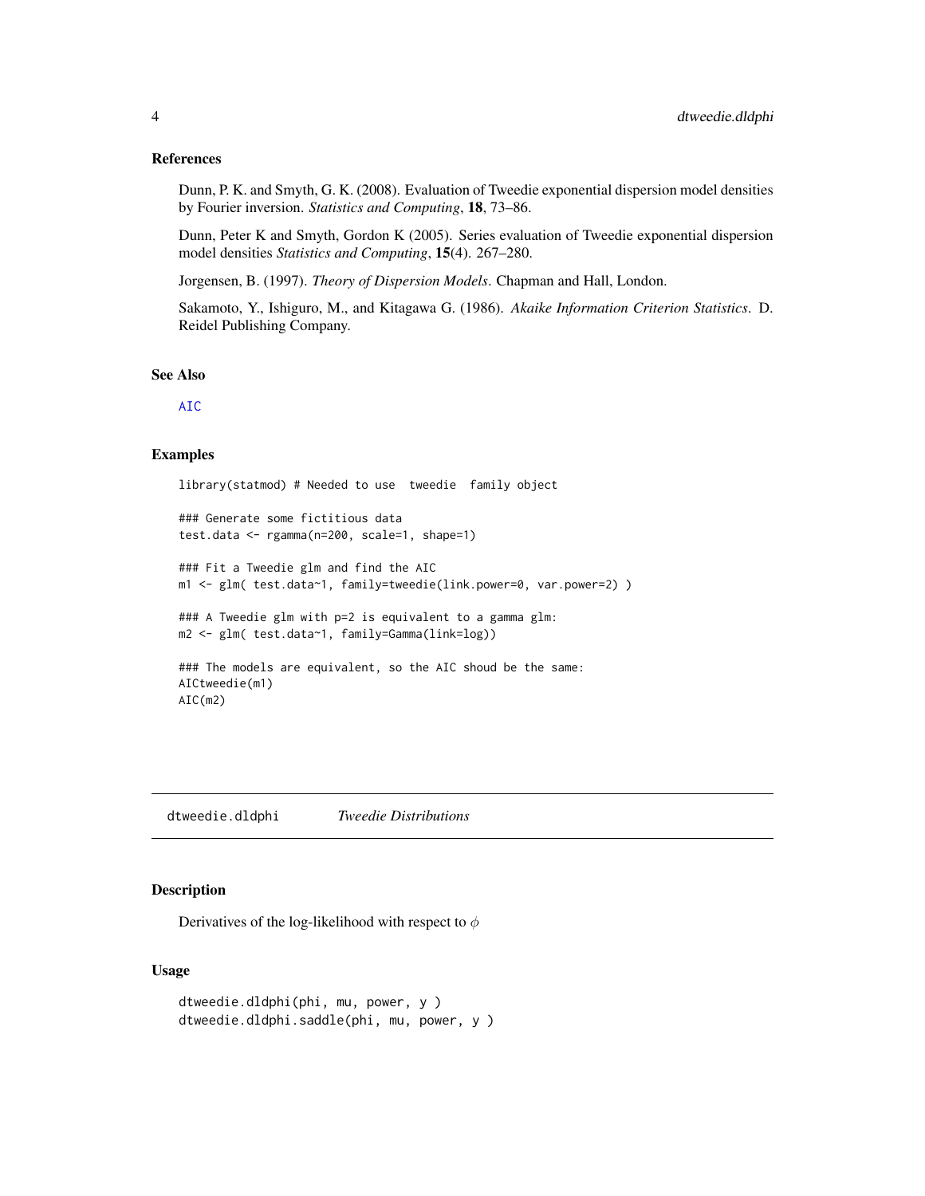## References

Dunn, P. K. and Smyth, G. K. (2008). Evaluation of Tweedie exponential dispersion model densities by Fourier inversion. *Statistics and Computing*, **18**, 73–86.

Dunn, Peter K and Smyth, Gordon K (2005). Series evaluation of Tweedie exponential dispersion model densities *Statistics and Computing*, **15**(4). 267–280.

Jorgensen, B. (1997). *Theory of Dispersion Models*. Chapman and Hall, London.

Sakamoto, Y., Ishiguro, M., and Kitagawa G. (1986). *Akaike Information Criterion Statistics*. D. Reidel Publishing Company.

## See Also

AIC

## Examples

```
library(statmod) # Needed to use  tweedie  family object

### Generate some fictitious data
test.data <- rgamma(n=200, scale=1, shape=1)

### Fit a Tweedie glm and find the AIC
m1 <- glm( test.data~1, family=tweedie(link.power=0, var.power=2) )

### A Tweedie glm with p=2 is equivalent to a gamma glm:
m2 <- glm( test.data~1, family=Gamma(link=log))

### The models are equivalent, so the AIC shoud be the same:
AICtweedie(m1)
AIC(m2)
```

---

# dtweedie.dldphi — *Tweedie Distributions*

## Description

Derivatives of the log-likelihood with respect to $\phi$

## Usage

```
dtweedie.dldphi(phi, mu, power, y )
dtweedie.dldphi.saddle(phi, mu, power, y )
```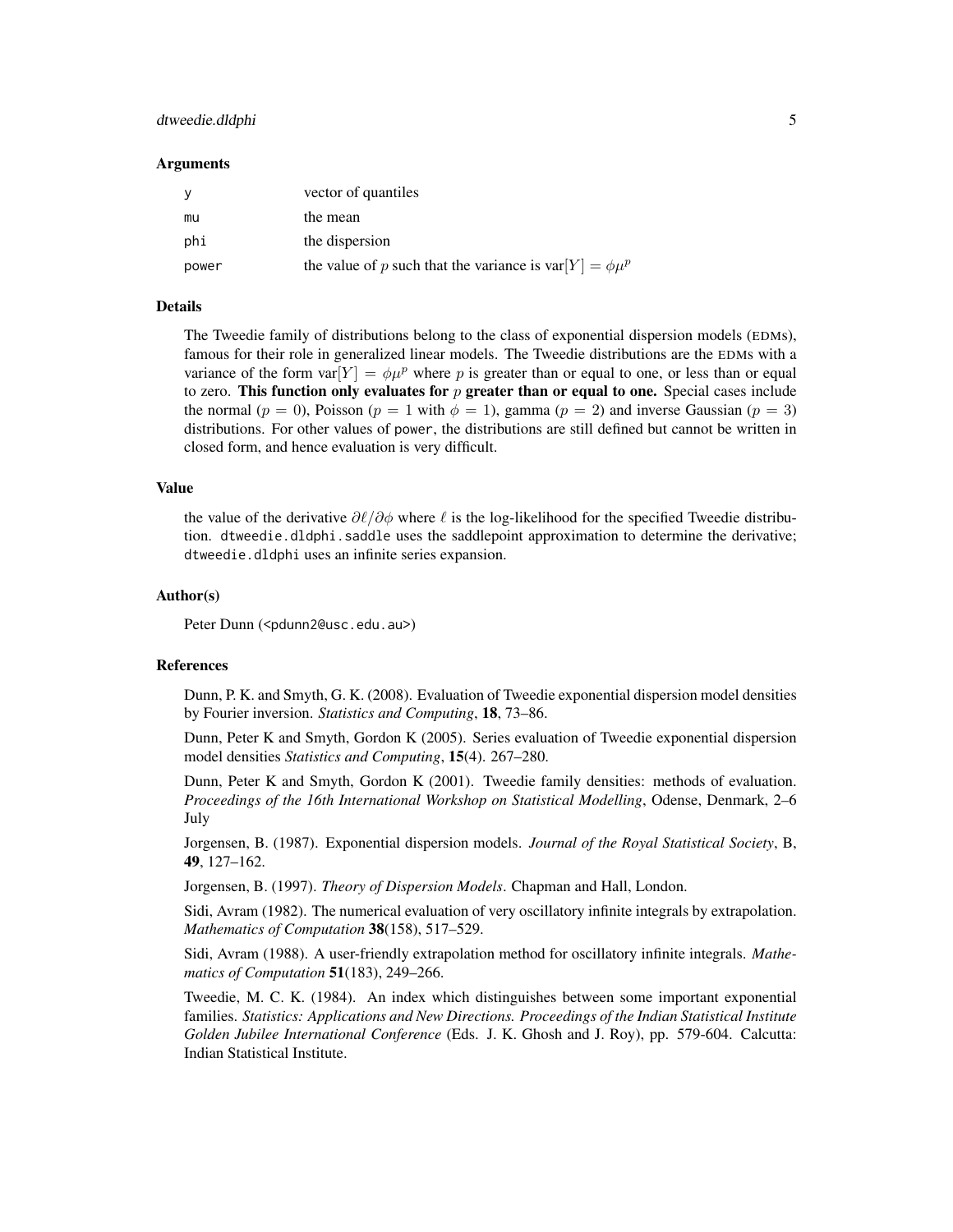### Arguments

| | |
|---|---|
| y | vector of quantiles |
| mu | the mean |
| phi | the dispersion |
| power | the value of $p$ such that the variance is $\text{var}[Y] = \phi\mu^p$ |

### Details

The Tweedie family of distributions belong to the class of exponential dispersion models (EDMs), famous for their role in generalized linear models. The Tweedie distributions are the EDMs with a variance of the form $\text{var}[Y] = \phi\mu^p$ where $p$ is greater than or equal to one, or less than or equal to zero. **This function only evaluates for $p$ greater than or equal to one.** Special cases include the normal ($p = 0$), Poisson ($p = 1$ with $\phi = 1$), gamma ($p = 2$) and inverse Gaussian ($p = 3$) distributions. For other values of power, the distributions are still defined but cannot be written in closed form, and hence evaluation is very difficult.

### Value

the value of the derivative $\partial\ell/\partial\phi$ where $\ell$ is the log-likelihood for the specified Tweedie distribution. dtweedie.dldphi.saddle uses the saddlepoint approximation to determine the derivative; dtweedie.dldphi uses an infinite series expansion.

### Author(s)

Peter Dunn (<pdunn2@usc.edu.au>)

### References

Dunn, P. K. and Smyth, G. K. (2008). Evaluation of Tweedie exponential dispersion model densities by Fourier inversion. *Statistics and Computing*, **18**, 73–86.

Dunn, Peter K and Smyth, Gordon K (2005). Series evaluation of Tweedie exponential dispersion model densities *Statistics and Computing*, **15**(4). 267–280.

Dunn, Peter K and Smyth, Gordon K (2001). Tweedie family densities: methods of evaluation. *Proceedings of the 16th International Workshop on Statistical Modelling*, Odense, Denmark, 2–6 July

Jorgensen, B. (1987). Exponential dispersion models. *Journal of the Royal Statistical Society*, B, **49**, 127–162.

Jorgensen, B. (1997). *Theory of Dispersion Models*. Chapman and Hall, London.

Sidi, Avram (1982). The numerical evaluation of very oscillatory infinite integrals by extrapolation. *Mathematics of Computation* **38**(158), 517–529.

Sidi, Avram (1988). A user-friendly extrapolation method for oscillatory infinite integrals. *Mathematics of Computation* **51**(183), 249–266.

Tweedie, M. C. K. (1984). An index which distinguishes between some important exponential families. *Statistics: Applications and New Directions. Proceedings of the Indian Statistical Institute Golden Jubilee International Conference* (Eds. J. K. Ghosh and J. Roy), pp. 579-604. Calcutta: Indian Statistical Institute.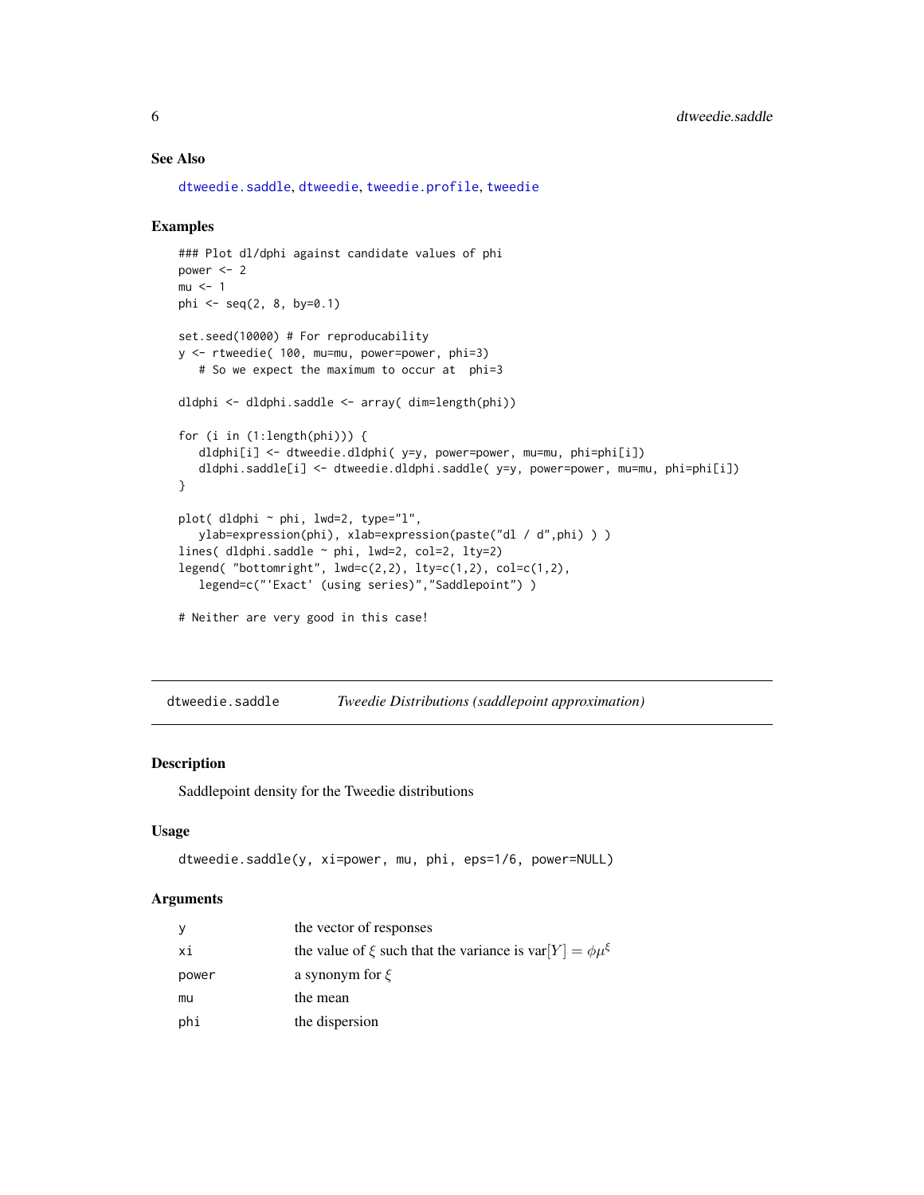### See Also

dtweedie.saddle, dtweedie, tweedie.profile, tweedie

### Examples

```
### Plot dl/dphi against candidate values of phi
power <- 2
mu <- 1
phi <- seq(2, 8, by=0.1)

set.seed(10000) # For reproducability
y <- rtweedie( 100, mu=mu, power=power, phi=3)
   # So we expect the maximum to occur at  phi=3

dldphi <- dldphi.saddle <- array( dim=length(phi))

for (i in (1:length(phi))) {
   dldphi[i] <- dtweedie.dldphi( y=y, power=power, mu=mu, phi=phi[i])
   dldphi.saddle[i] <- dtweedie.dldphi.saddle( y=y, power=power, mu=mu, phi=phi[i])
}

plot( dldphi ~ phi, lwd=2, type="l",
   ylab=expression(phi), xlab=expression(paste("dl / d",phi) ) )
lines( dldphi.saddle ~ phi, lwd=2, col=2, lty=2)
legend( "bottomright", lwd=c(2,2), lty=c(1,2), col=c(1,2),
   legend=c("'Exact' (using series)","Saddlepoint") )

# Neither are very good in this case!
```

---

## dtweedie.saddle — *Tweedie Distributions (saddlepoint approximation)*

### Description

Saddlepoint density for the Tweedie distributions

### Usage

```
dtweedie.saddle(y, xi=power, mu, phi, eps=1/6, power=NULL)
```

### Arguments

| | |
|---|---|
| y | the vector of responses |
| xi | the value of $\xi$ such that the variance is $\text{var}[Y] = \phi\mu^{\xi}$ |
| power | a synonym for $\xi$ |
| mu | the mean |
| phi | the dispersion |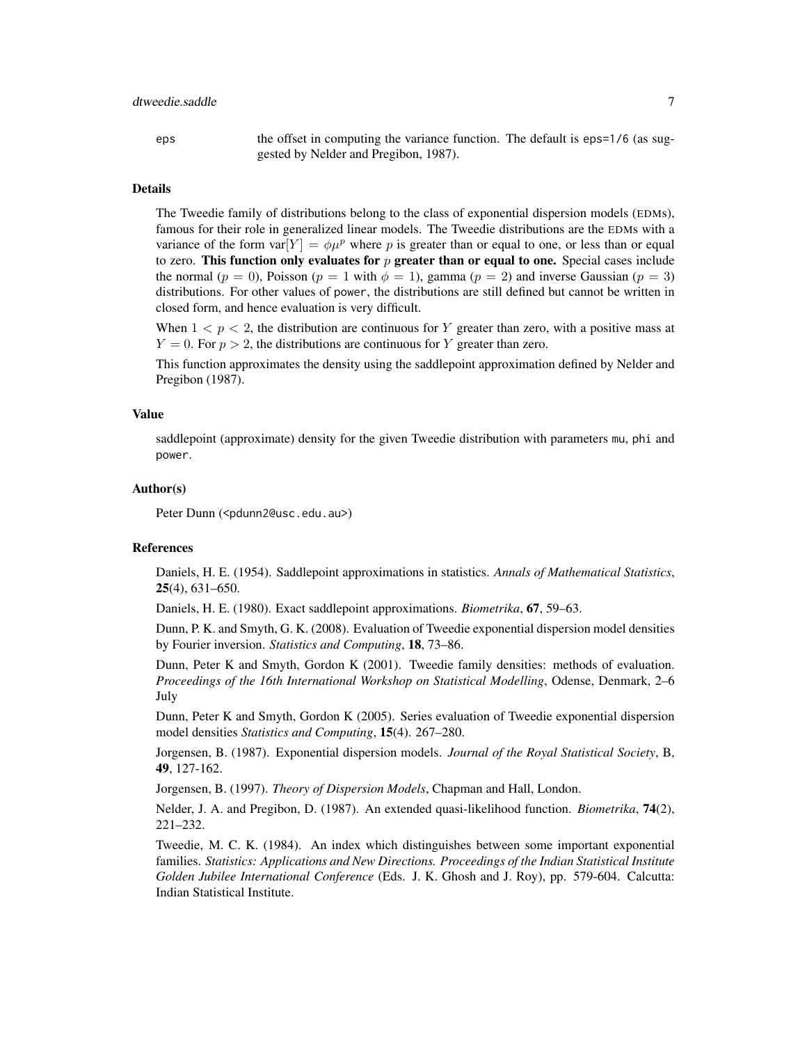eps the offset in computing the variance function. The default is `eps=1/6` (as suggested by Nelder and Pregibon, 1987).

### Details

The Tweedie family of distributions belong to the class of exponential dispersion models (EDMs), famous for their role in generalized linear models. The Tweedie distributions are the EDMs with a variance of the form $\text{var}[Y] = \phi\mu^p$ where $p$ is greater than or equal to one, or less than or equal to zero. **This function only evaluates for $p$ greater than or equal to one.** Special cases include the normal ($p = 0$), Poisson ($p = 1$ with $\phi = 1$), gamma ($p = 2$) and inverse Gaussian ($p = 3$) distributions. For other values of `power`, the distributions are still defined but cannot be written in closed form, and hence evaluation is very difficult.

When $1 < p < 2$, the distribution are continuous for $Y$ greater than zero, with a positive mass at $Y = 0$. For $p > 2$, the distributions are continuous for $Y$ greater than zero.

This function approximates the density using the saddlepoint approximation defined by Nelder and Pregibon (1987).

### Value

saddlepoint (approximate) density for the given Tweedie distribution with parameters `mu`, `phi` and `power`.

### Author(s)

Peter Dunn (<pdunn2@usc.edu.au>)

### References

Daniels, H. E. (1954). Saddlepoint approximations in statistics. *Annals of Mathematical Statistics*, **25**(4), 631–650.

Daniels, H. E. (1980). Exact saddlepoint approximations. *Biometrika*, **67**, 59–63.

Dunn, P. K. and Smyth, G. K. (2008). Evaluation of Tweedie exponential dispersion model densities by Fourier inversion. *Statistics and Computing*, **18**, 73–86.

Dunn, Peter K and Smyth, Gordon K (2001). Tweedie family densities: methods of evaluation. *Proceedings of the 16th International Workshop on Statistical Modelling*, Odense, Denmark, 2–6 July

Dunn, Peter K and Smyth, Gordon K (2005). Series evaluation of Tweedie exponential dispersion model densities *Statistics and Computing*, **15**(4). 267–280.

Jorgensen, B. (1987). Exponential dispersion models. *Journal of the Royal Statistical Society*, B, **49**, 127-162.

Jorgensen, B. (1997). *Theory of Dispersion Models*, Chapman and Hall, London.

Nelder, J. A. and Pregibon, D. (1987). An extended quasi-likelihood function. *Biometrika*, **74**(2), 221–232.

Tweedie, M. C. K. (1984). An index which distinguishes between some important exponential families. *Statistics: Applications and New Directions. Proceedings of the Indian Statistical Institute Golden Jubilee International Conference* (Eds. J. K. Ghosh and J. Roy), pp. 579-604. Calcutta: Indian Statistical Institute.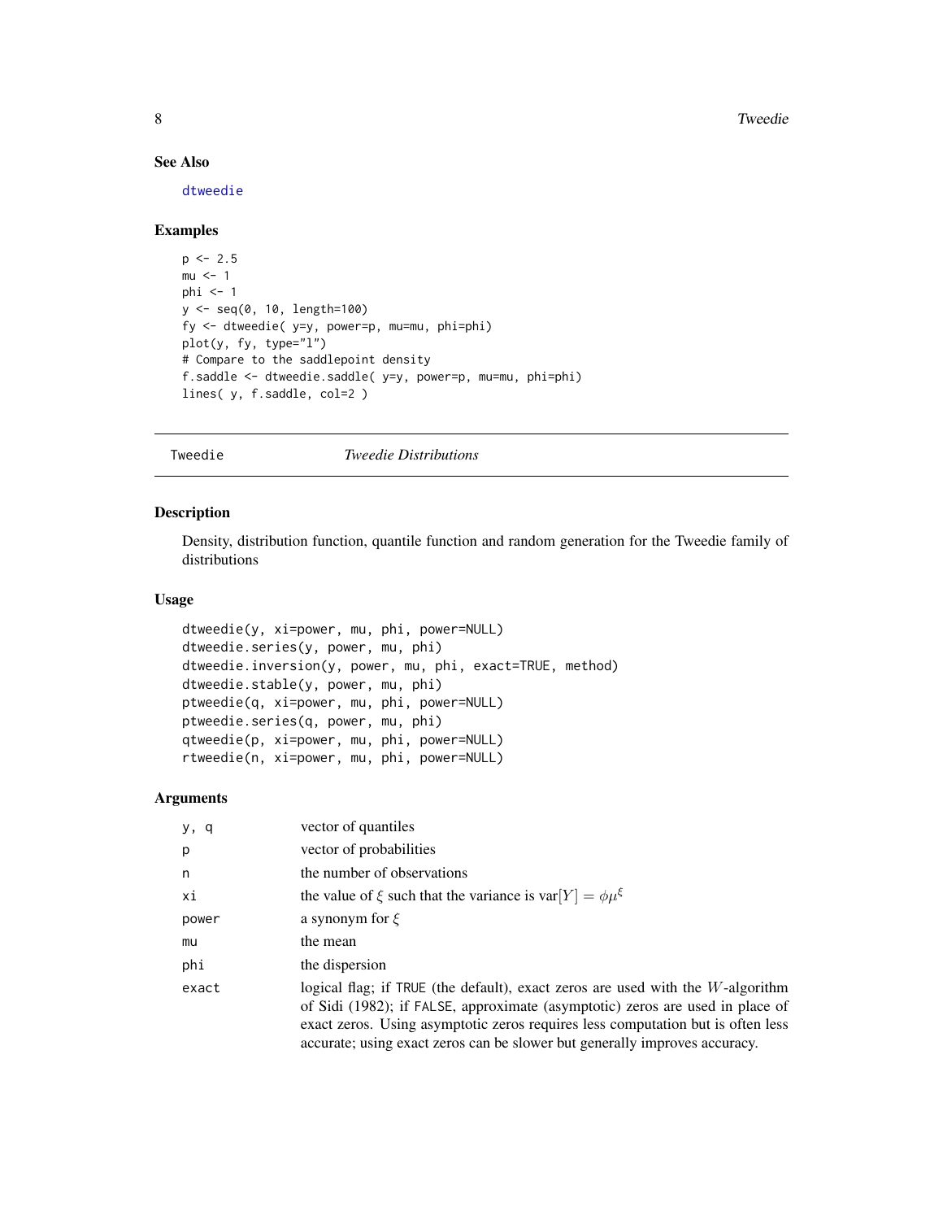## See Also

dtweedie

## Examples

```
p <- 2.5
mu <- 1
phi <- 1
y <- seq(0, 10, length=100)
fy <- dtweedie( y=y, power=p, mu=mu, phi=phi)
plot(y, fy, type="l")
# Compare to the saddlepoint density
f.saddle <- dtweedie.saddle( y=y, power=p, mu=mu, phi=phi)
lines( y, f.saddle, col=2 )
```

---

# Tweedie *Tweedie Distributions*

## Description

Density, distribution function, quantile function and random generation for the Tweedie family of distributions

## Usage

```
dtweedie(y, xi=power, mu, phi, power=NULL)
dtweedie.series(y, power, mu, phi)
dtweedie.inversion(y, power, mu, phi, exact=TRUE, method)
dtweedie.stable(y, power, mu, phi)
ptweedie(q, xi=power, mu, phi, power=NULL)
ptweedie.series(q, power, mu, phi)
qtweedie(p, xi=power, mu, phi, power=NULL)
rtweedie(n, xi=power, mu, phi, power=NULL)
```

## Arguments

| | |
|---|---|
| y, q | vector of quantiles |
| p | vector of probabilities |
| n | the number of observations |
| xi | the value of $\xi$ such that the variance is $\text{var}[Y] = \phi\mu^\xi$ |
| power | a synonym for $\xi$ |
| mu | the mean |
| phi | the dispersion |
| exact | logical flag; if TRUE (the default), exact zeros are used with the $W$-algorithm of Sidi (1982); if FALSE, approximate (asymptotic) zeros are used in place of exact zeros. Using asymptotic zeros requires less computation but is often less accurate; using exact zeros can be slower but generally improves accuracy. |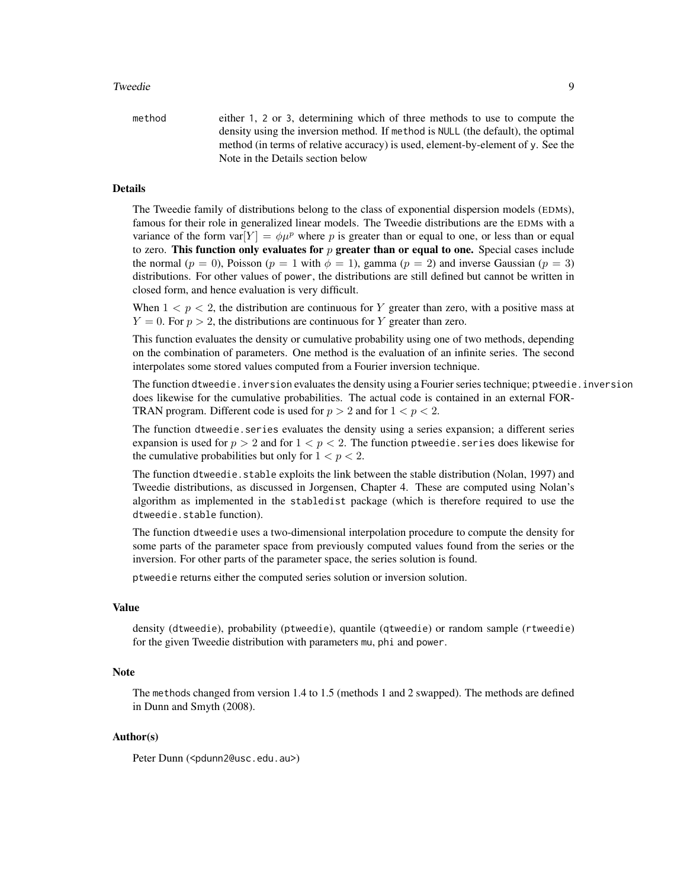method either 1, 2 or 3, determining which of three methods to use to compute the density using the inversion method. If method is NULL (the default), the optimal method (in terms of relative accuracy) is used, element-by-element of y. See the Note in the Details section below

### Details

The Tweedie family of distributions belong to the class of exponential dispersion models (EDMs), famous for their role in generalized linear models. The Tweedie distributions are the EDMs with a variance of the form $\text{var}[Y] = \phi\mu^p$ where $p$ is greater than or equal to one, or less than or equal to zero. **This function only evaluates for $p$ greater than or equal to one.** Special cases include the normal ($p = 0$), Poisson ($p = 1$ with $\phi = 1$), gamma ($p = 2$) and inverse Gaussian ($p = 3$) distributions. For other values of power, the distributions are still defined but cannot be written in closed form, and hence evaluation is very difficult.

When $1 < p < 2$, the distribution are continuous for $Y$ greater than zero, with a positive mass at $Y = 0$. For $p > 2$, the distributions are continuous for $Y$ greater than zero.

This function evaluates the density or cumulative probability using one of two methods, depending on the combination of parameters. One method is the evaluation of an infinite series. The second interpolates some stored values computed from a Fourier inversion technique.

The function dtweedie.inversion evaluates the density using a Fourier series technique; ptweedie.inversion does likewise for the cumulative probabilities. The actual code is contained in an external FORTRAN program. Different code is used for $p > 2$ and for $1 < p < 2$.

The function dtweedie.series evaluates the density using a series expansion; a different series expansion is used for $p > 2$ and for $1 < p < 2$. The function ptweedie.series does likewise for the cumulative probabilities but only for $1 < p < 2$.

The function dtweedie.stable exploits the link between the stable distribution (Nolan, 1997) and Tweedie distributions, as discussed in Jorgensen, Chapter 4. These are computed using Nolan's algorithm as implemented in the stabledist package (which is therefore required to use the dtweedie.stable function).

The function dtweedie uses a two-dimensional interpolation procedure to compute the density for some parts of the parameter space from previously computed values found from the series or the inversion. For other parts of the parameter space, the series solution is found.

ptweedie returns either the computed series solution or inversion solution.

### Value

density (dtweedie), probability (ptweedie), quantile (qtweedie) or random sample (rtweedie) for the given Tweedie distribution with parameters mu, phi and power.

### Note

The methods changed from version 1.4 to 1.5 (methods 1 and 2 swapped). The methods are defined in Dunn and Smyth (2008).

### Author(s)

Peter Dunn (<pdunn2@usc.edu.au>)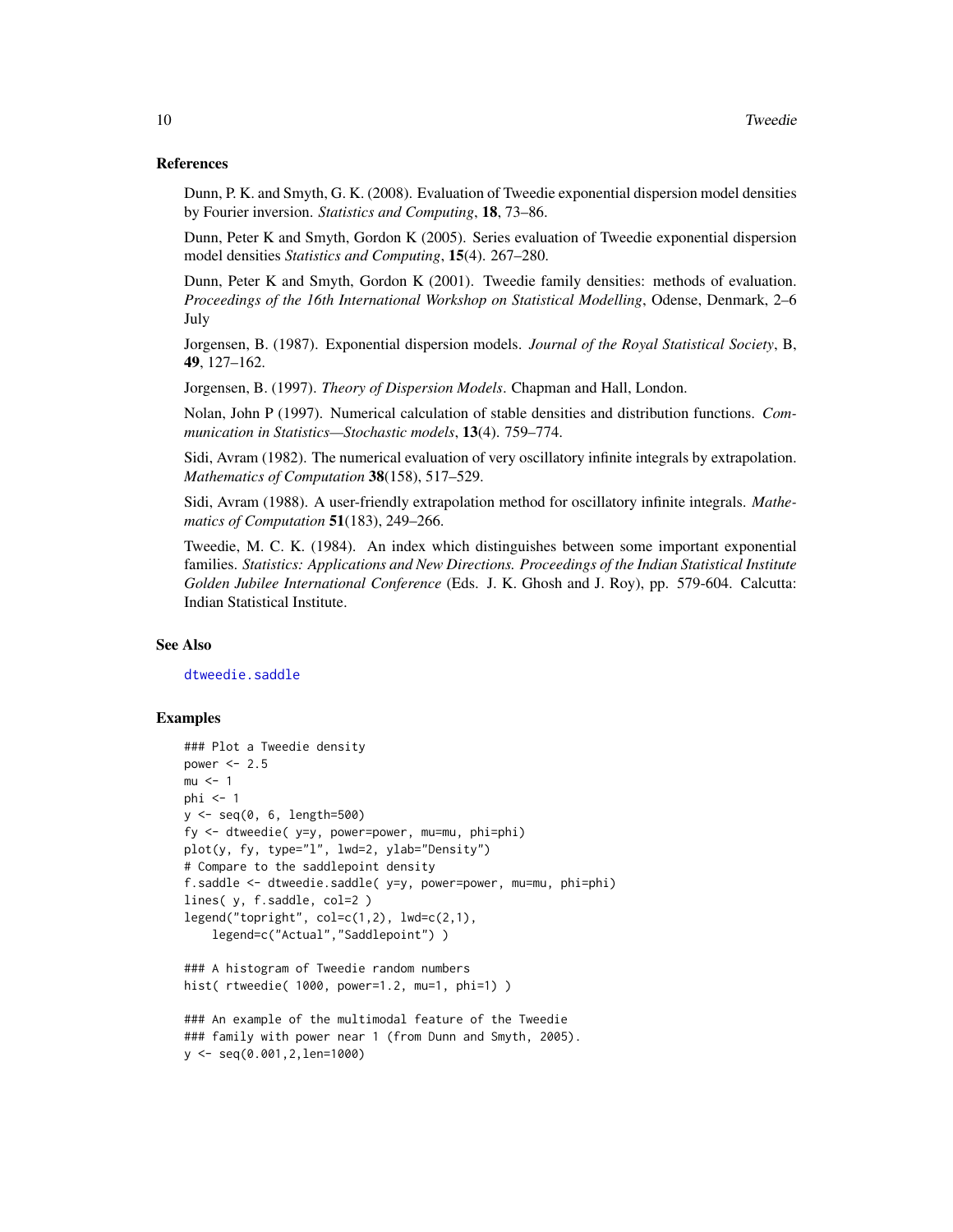### References

Dunn, P. K. and Smyth, G. K. (2008). Evaluation of Tweedie exponential dispersion model densities by Fourier inversion. *Statistics and Computing*, **18**, 73–86.

Dunn, Peter K and Smyth, Gordon K (2005). Series evaluation of Tweedie exponential dispersion model densities *Statistics and Computing*, **15**(4). 267–280.

Dunn, Peter K and Smyth, Gordon K (2001). Tweedie family densities: methods of evaluation. *Proceedings of the 16th International Workshop on Statistical Modelling*, Odense, Denmark, 2–6 July

Jorgensen, B. (1987). Exponential dispersion models. *Journal of the Royal Statistical Society*, B, **49**, 127–162.

Jorgensen, B. (1997). *Theory of Dispersion Models*. Chapman and Hall, London.

Nolan, John P (1997). Numerical calculation of stable densities and distribution functions. *Communication in Statistics—Stochastic models*, **13**(4). 759–774.

Sidi, Avram (1982). The numerical evaluation of very oscillatory infinite integrals by extrapolation. *Mathematics of Computation* **38**(158), 517–529.

Sidi, Avram (1988). A user-friendly extrapolation method for oscillatory infinite integrals. *Mathematics of Computation* **51**(183), 249–266.

Tweedie, M. C. K. (1984). An index which distinguishes between some important exponential families. *Statistics: Applications and New Directions. Proceedings of the Indian Statistical Institute Golden Jubilee International Conference* (Eds. J. K. Ghosh and J. Roy), pp. 579-604. Calcutta: Indian Statistical Institute.

### See Also

dtweedie.saddle

### Examples

```
### Plot a Tweedie density
power <- 2.5
mu <- 1
phi <- 1
y <- seq(0, 6, length=500)
fy <- dtweedie( y=y, power=power, mu=mu, phi=phi)
plot(y, fy, type="l", lwd=2, ylab="Density")
# Compare to the saddlepoint density
f.saddle <- dtweedie.saddle( y=y, power=power, mu=mu, phi=phi)
lines( y, f.saddle, col=2 )
legend("topright", col=c(1,2), lwd=c(2,1),
    legend=c("Actual","Saddlepoint") )

### A histogram of Tweedie random numbers
hist( rtweedie( 1000, power=1.2, mu=1, phi=1) )

### An example of the multimodal feature of the Tweedie
### family with power near 1 (from Dunn and Smyth, 2005).
y <- seq(0.001,2,len=1000)
```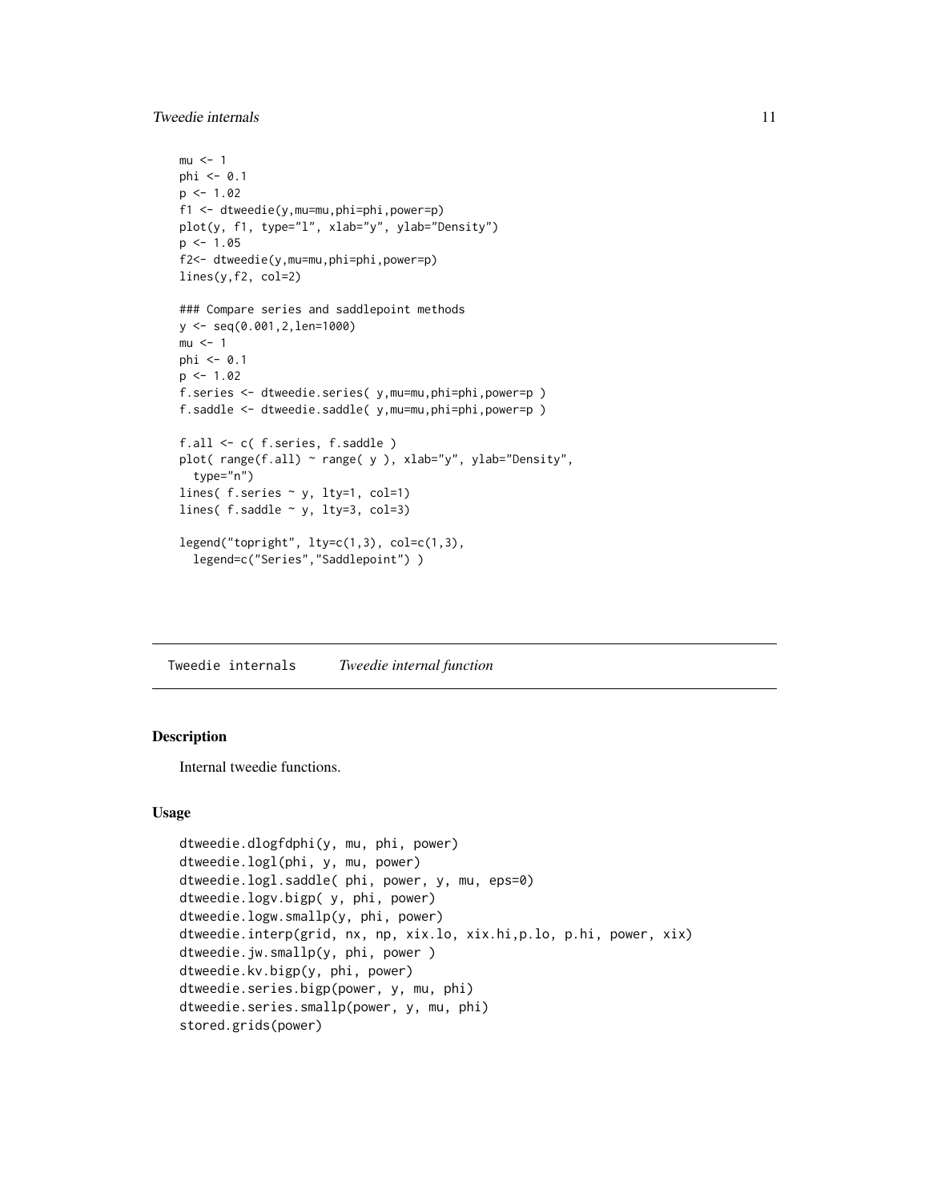```
mu <- 1
phi <- 0.1
p <- 1.02
f1 <- dtweedie(y,mu=mu,phi=phi,power=p)
plot(y, f1, type="l", xlab="y", ylab="Density")
p <- 1.05
f2<- dtweedie(y,mu=mu,phi=phi,power=p)
lines(y,f2, col=2)

### Compare series and saddlepoint methods
y <- seq(0.001,2,len=1000)
mu <- 1
phi <- 0.1
p <- 1.02
f.series <- dtweedie.series( y,mu=mu,phi=phi,power=p )
f.saddle <- dtweedie.saddle( y,mu=mu,phi=phi,power=p )

f.all <- c( f.series, f.saddle )
plot( range(f.all) ~ range( y ), xlab="y", ylab="Density",
  type="n")
lines( f.series ~ y, lty=1, col=1)
lines( f.saddle ~ y, lty=3, col=3)

legend("topright", lty=c(1,3), col=c(1,3),
  legend=c("Series","Saddlepoint") )
```

## Tweedie internals    *Tweedie internal function*

### Description

Internal tweedie functions.

### Usage

```
dtweedie.dlogfdphi(y, mu, phi, power)
dtweedie.logl(phi, y, mu, power)
dtweedie.logl.saddle( phi, power, y, mu, eps=0)
dtweedie.logv.bigp( y, phi, power)
dtweedie.logw.smallp(y, phi, power)
dtweedie.interp(grid, nx, np, xix.lo, xix.hi,p.lo, p.hi, power, xix)
dtweedie.jw.smallp(y, phi, power )
dtweedie.kv.bigp(y, phi, power)
dtweedie.series.bigp(power, y, mu, phi)
dtweedie.series.smallp(power, y, mu, phi)
stored.grids(power)
```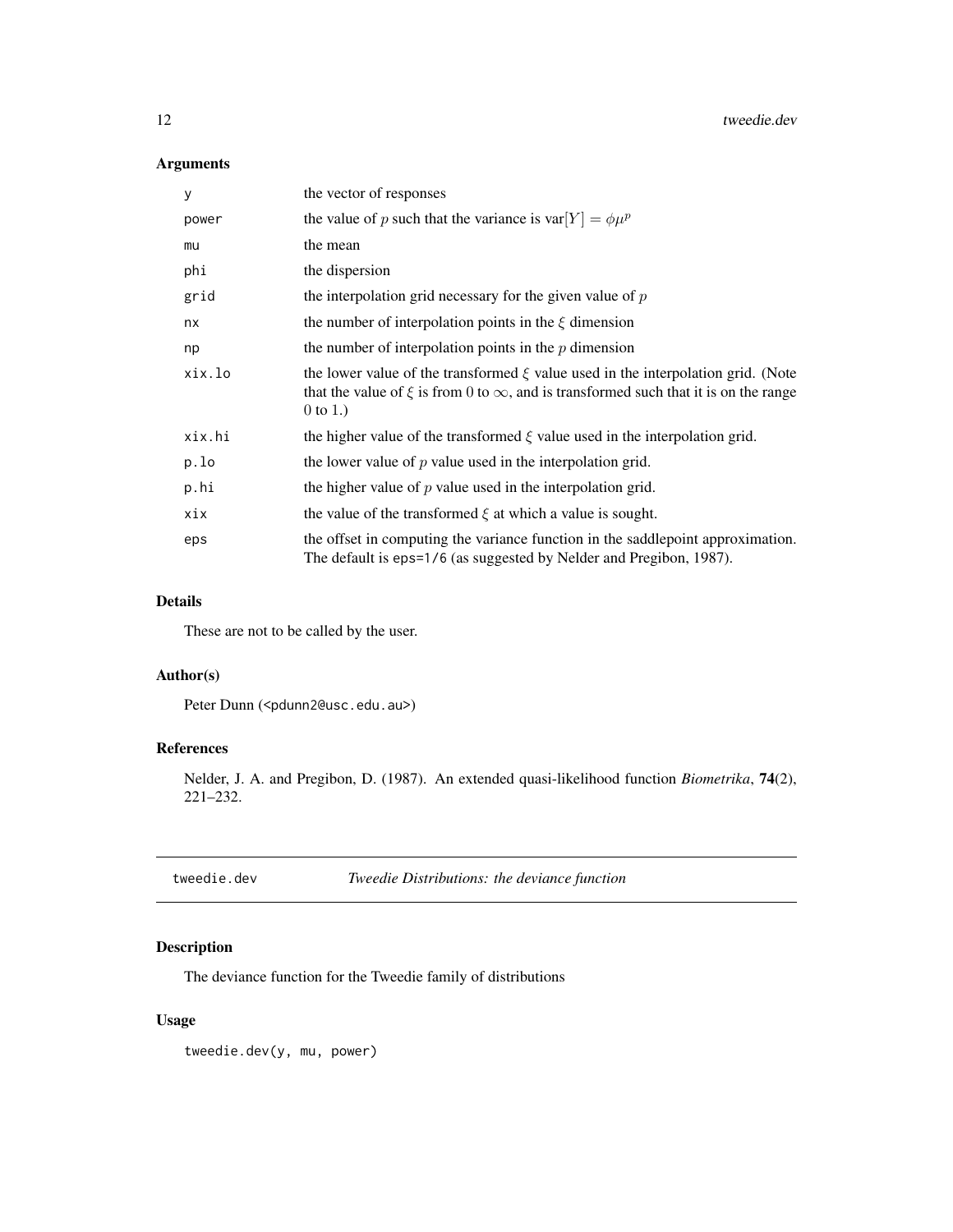## Arguments

| | |
|---|---|
| y | the vector of responses |
| power | the value of $p$ such that the variance is $\text{var}[Y] = \phi\mu^p$ |
| mu | the mean |
| phi | the dispersion |
| grid | the interpolation grid necessary for the given value of $p$ |
| nx | the number of interpolation points in the $\xi$ dimension |
| np | the number of interpolation points in the $p$ dimension |
| xix.lo | the lower value of the transformed $\xi$ value used in the interpolation grid. (Note that the value of $\xi$ is from 0 to $\infty$, and is transformed such that it is on the range 0 to 1.) |
| xix.hi | the higher value of the transformed $\xi$ value used in the interpolation grid. |
| p.lo | the lower value of $p$ value used in the interpolation grid. |
| p.hi | the higher value of $p$ value used in the interpolation grid. |
| xix | the value of the transformed $\xi$ at which a value is sought. |
| eps | the offset in computing the variance function in the saddlepoint approximation. The default is `eps=1/6` (as suggested by Nelder and Pregibon, 1987). |

## Details

These are not to be called by the user.

## Author(s)

Peter Dunn (<pdunn2@usc.edu.au>)

## References

Nelder, J. A. and Pregibon, D. (1987). An extended quasi-likelihood function *Biometrika*, **74**(2), 221–232.

---

# tweedie.dev — *Tweedie Distributions: the deviance function*

## Description

The deviance function for the Tweedie family of distributions

## Usage

```
tweedie.dev(y, mu, power)
```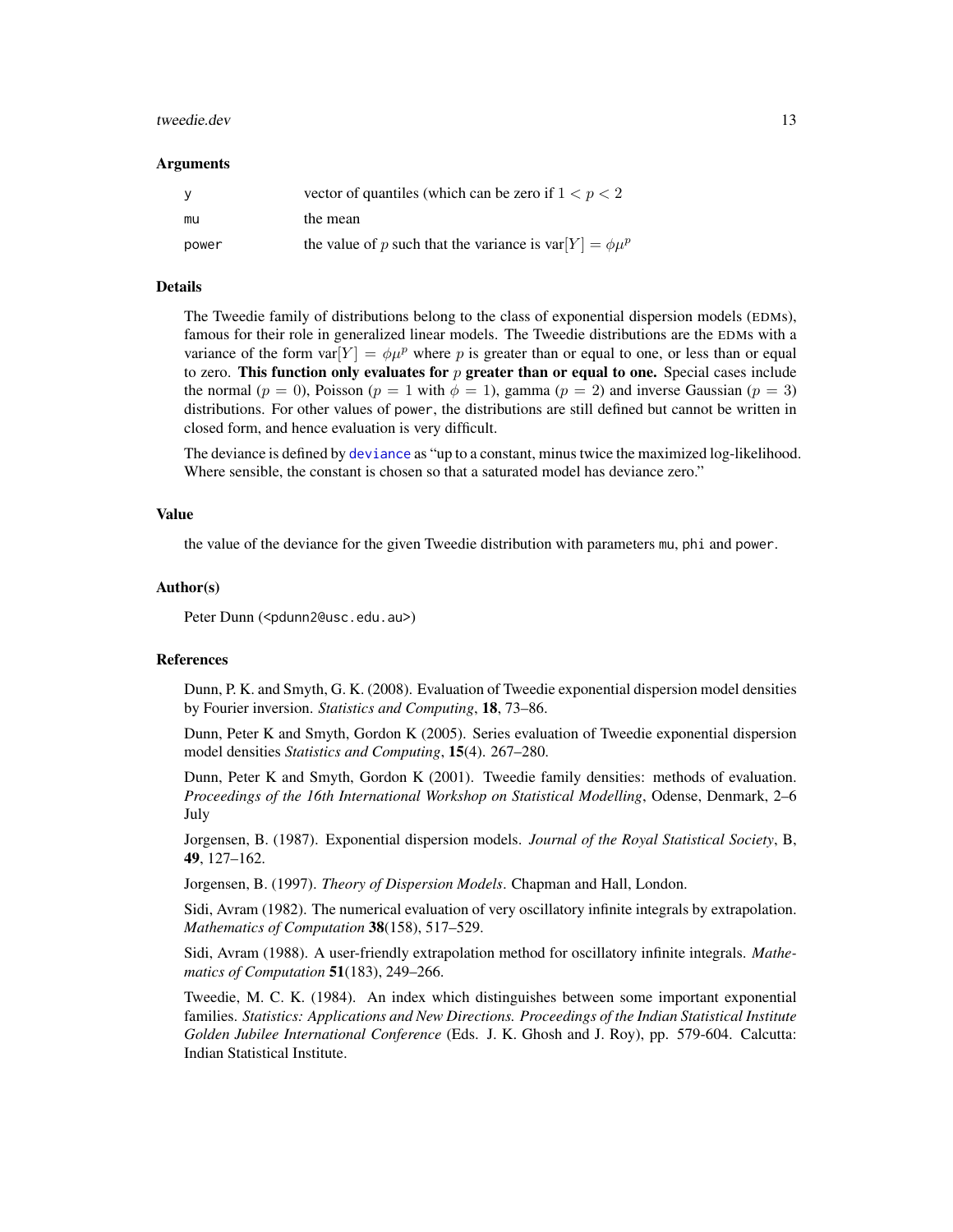## Arguments

| | |
|---|---|
| y | vector of quantiles (which can be zero if $1 < p < 2$ |
| mu | the mean |
| power | the value of $p$ such that the variance is $\text{var}[Y] = \phi\mu^p$ |

## Details

The Tweedie family of distributions belong to the class of exponential dispersion models (EDMs), famous for their role in generalized linear models. The Tweedie distributions are the EDMs with a variance of the form $\text{var}[Y] = \phi\mu^p$ where $p$ is greater than or equal to one, or less than or equal to zero. **This function only evaluates for $p$ greater than or equal to one.** Special cases include the normal ($p = 0$), Poisson ($p = 1$ with $\phi = 1$), gamma ($p = 2$) and inverse Gaussian ($p = 3$) distributions. For other values of power, the distributions are still defined but cannot be written in closed form, and hence evaluation is very difficult.

The deviance is defined by deviance as "up to a constant, minus twice the maximized log-likelihood. Where sensible, the constant is chosen so that a saturated model has deviance zero."

## Value

the value of the deviance for the given Tweedie distribution with parameters mu, phi and power.

## Author(s)

Peter Dunn (<pdunn2@usc.edu.au>)

## References

Dunn, P. K. and Smyth, G. K. (2008). Evaluation of Tweedie exponential dispersion model densities by Fourier inversion. *Statistics and Computing*, **18**, 73–86.

Dunn, Peter K and Smyth, Gordon K (2005). Series evaluation of Tweedie exponential dispersion model densities *Statistics and Computing*, **15**(4). 267–280.

Dunn, Peter K and Smyth, Gordon K (2001). Tweedie family densities: methods of evaluation. *Proceedings of the 16th International Workshop on Statistical Modelling*, Odense, Denmark, 2–6 July

Jorgensen, B. (1987). Exponential dispersion models. *Journal of the Royal Statistical Society*, B, **49**, 127–162.

Jorgensen, B. (1997). *Theory of Dispersion Models*. Chapman and Hall, London.

Sidi, Avram (1982). The numerical evaluation of very oscillatory infinite integrals by extrapolation. *Mathematics of Computation* **38**(158), 517–529.

Sidi, Avram (1988). A user-friendly extrapolation method for oscillatory infinite integrals. *Mathematics of Computation* **51**(183), 249–266.

Tweedie, M. C. K. (1984). An index which distinguishes between some important exponential families. *Statistics: Applications and New Directions. Proceedings of the Indian Statistical Institute Golden Jubilee International Conference* (Eds. J. K. Ghosh and J. Roy), pp. 579-604. Calcutta: Indian Statistical Institute.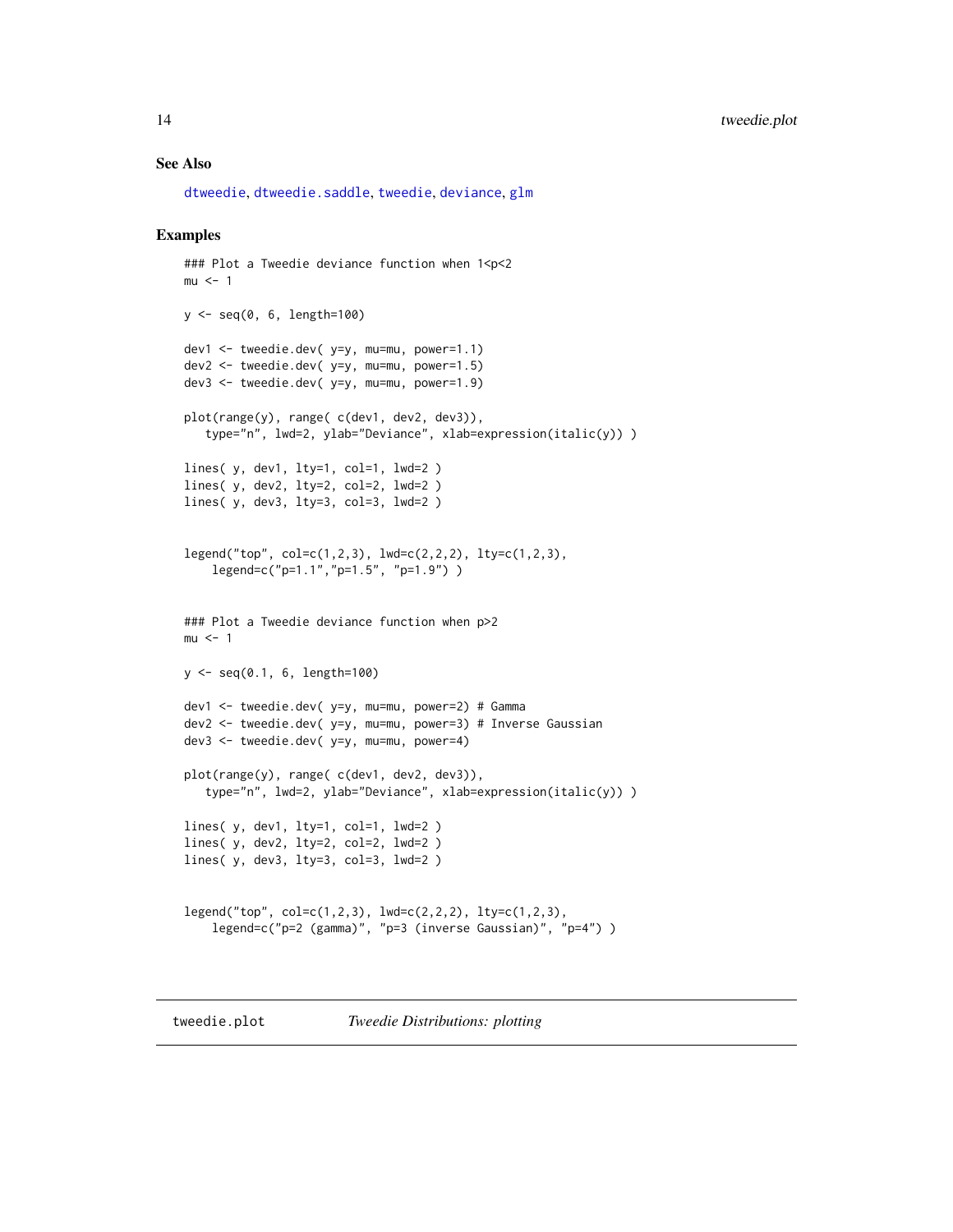## See Also

dtweedie, dtweedie.saddle, tweedie, deviance, glm

## Examples

```
### Plot a Tweedie deviance function when 1<p<2
mu <- 1

y <- seq(0, 6, length=100)

dev1 <- tweedie.dev( y=y, mu=mu, power=1.1)
dev2 <- tweedie.dev( y=y, mu=mu, power=1.5)
dev3 <- tweedie.dev( y=y, mu=mu, power=1.9)

plot(range(y), range( c(dev1, dev2, dev3)),
   type="n", lwd=2, ylab="Deviance", xlab=expression(italic(y)) )

lines( y, dev1, lty=1, col=1, lwd=2 )
lines( y, dev2, lty=2, col=2, lwd=2 )
lines( y, dev3, lty=3, col=3, lwd=2 )


legend("top", col=c(1,2,3), lwd=c(2,2,2), lty=c(1,2,3),
    legend=c("p=1.1","p=1.5", "p=1.9") )


### Plot a Tweedie deviance function when p>2
mu <- 1

y <- seq(0.1, 6, length=100)

dev1 <- tweedie.dev( y=y, mu=mu, power=2) # Gamma
dev2 <- tweedie.dev( y=y, mu=mu, power=3) # Inverse Gaussian
dev3 <- tweedie.dev( y=y, mu=mu, power=4)

plot(range(y), range( c(dev1, dev2, dev3)),
   type="n", lwd=2, ylab="Deviance", xlab=expression(italic(y)) )

lines( y, dev1, lty=1, col=1, lwd=2 )
lines( y, dev2, lty=2, col=2, lwd=2 )
lines( y, dev3, lty=3, col=3, lwd=2 )


legend("top", col=c(1,2,3), lwd=c(2,2,2), lty=c(1,2,3),
    legend=c("p=2 (gamma)", "p=3 (inverse Gaussian)", "p=4") )
```

---

# tweedie.plot *Tweedie Distributions: plotting*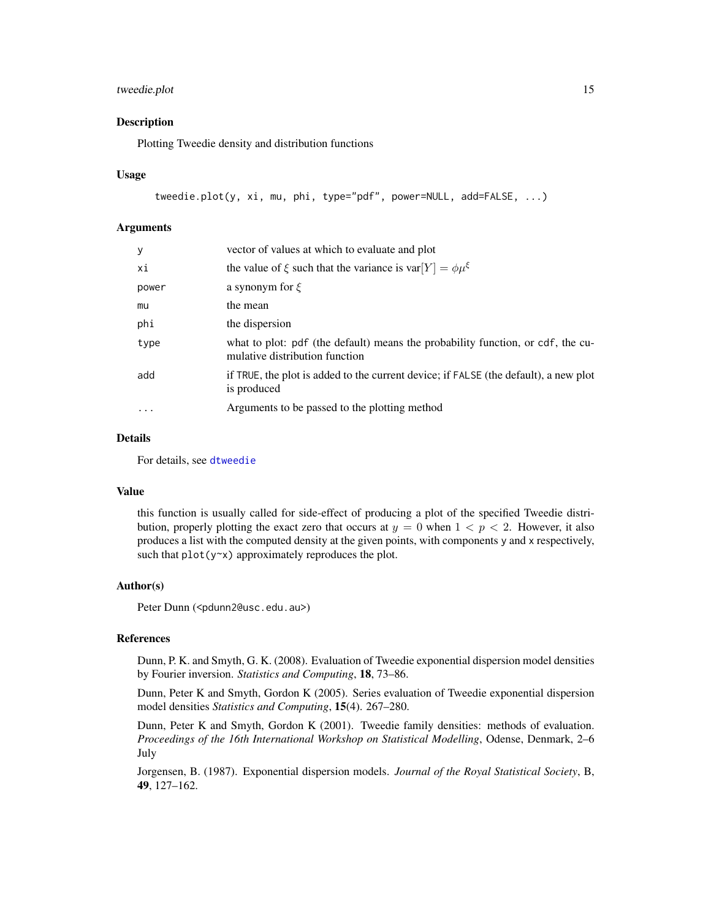## Description

Plotting Tweedie density and distribution functions

## Usage

```
tweedie.plot(y, xi, mu, phi, type="pdf", power=NULL, add=FALSE, ...)
```

## Arguments

| | |
|---|---|
| `y` | vector of values at which to evaluate and plot |
| `xi` | the value of $\xi$ such that the variance is $\text{var}[Y] = \phi\mu^\xi$ |
| `power` | a synonym for $\xi$ |
| `mu` | the mean |
| `phi` | the dispersion |
| `type` | what to plot: `pdf` (the default) means the probability function, or `cdf`, the cumulative distribution function |
| `add` | if `TRUE`, the plot is added to the current device; if `FALSE` (the default), a new plot is produced |
| `...` | Arguments to be passed to the plotting method |

## Details

For details, see `dtweedie`

## Value

this function is usually called for side-effect of producing a plot of the specified Tweedie distribution, properly plotting the exact zero that occurs at $y = 0$ when $1 < p < 2$. However, it also produces a list with the computed density at the given points, with components `y` and `x` respectively, such that `plot(y~x)` approximately reproduces the plot.

## Author(s)

Peter Dunn (<pdunn2@usc.edu.au>)

## References

Dunn, P. K. and Smyth, G. K. (2008). Evaluation of Tweedie exponential dispersion model densities by Fourier inversion. *Statistics and Computing*, **18**, 73–86.

Dunn, Peter K and Smyth, Gordon K (2005). Series evaluation of Tweedie exponential dispersion model densities *Statistics and Computing*, **15**(4). 267–280.

Dunn, Peter K and Smyth, Gordon K (2001). Tweedie family densities: methods of evaluation. *Proceedings of the 16th International Workshop on Statistical Modelling*, Odense, Denmark, 2–6 July

Jorgensen, B. (1987). Exponential dispersion models. *Journal of the Royal Statistical Society*, B, **49**, 127–162.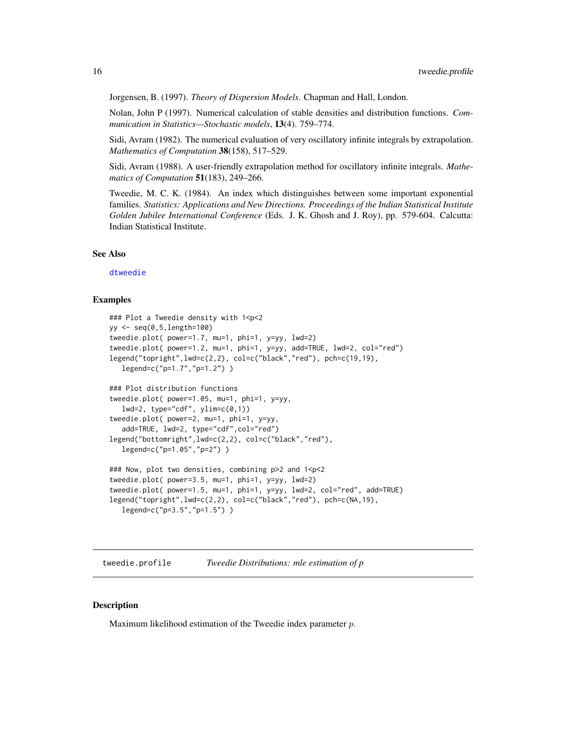Jorgensen, B. (1997). *Theory of Dispersion Models*. Chapman and Hall, London.

Nolan, John P (1997). Numerical calculation of stable densities and distribution functions. *Communication in Statistics—Stochastic models*, **13**(4). 759–774.

Sidi, Avram (1982). The numerical evaluation of very oscillatory infinite integrals by extrapolation. *Mathematics of Computation* **38**(158), 517–529.

Sidi, Avram (1988). A user-friendly extrapolation method for oscillatory infinite integrals. *Mathematics of Computation* **51**(183), 249–266.

Tweedie, M. C. K. (1984). An index which distinguishes between some important exponential families. *Statistics: Applications and New Directions. Proceedings of the Indian Statistical Institute Golden Jubilee International Conference* (Eds. J. K. Ghosh and J. Roy), pp. 579-604. Calcutta: Indian Statistical Institute.

### See Also

dtweedie

### Examples

```
### Plot a Tweedie density with 1<p<2
yy <- seq(0,5,length=100)
tweedie.plot( power=1.7, mu=1, phi=1, y=yy, lwd=2)
tweedie.plot( power=1.2, mu=1, phi=1, y=yy, add=TRUE, lwd=2, col="red")
legend("topright",lwd=c(2,2), col=c("black","red"), pch=c(19,19),
   legend=c("p=1.7","p=1.2") )

### Plot distribution functions
tweedie.plot( power=1.05, mu=1, phi=1, y=yy,
   lwd=2, type="cdf", ylim=c(0,1))
tweedie.plot( power=2, mu=1, phi=1, y=yy,
   add=TRUE, lwd=2, type="cdf",col="red")
legend("bottomright",lwd=c(2,2), col=c("black","red"),
   legend=c("p=1.05","p=2") )

### Now, plot two densities, combining p>2 and 1<p<2
tweedie.plot( power=3.5, mu=1, phi=1, y=yy, lwd=2)
tweedie.plot( power=1.5, mu=1, phi=1, y=yy, lwd=2, col="red", add=TRUE)
legend("topright",lwd=c(2,2), col=c("black","red"), pch=c(NA,19),
   legend=c("p=3.5","p=1.5") )
```

---

## tweedie.profile — *Tweedie Distributions: mle estimation of p*

### Description

Maximum likelihood estimation of the Tweedie index parameter $p$.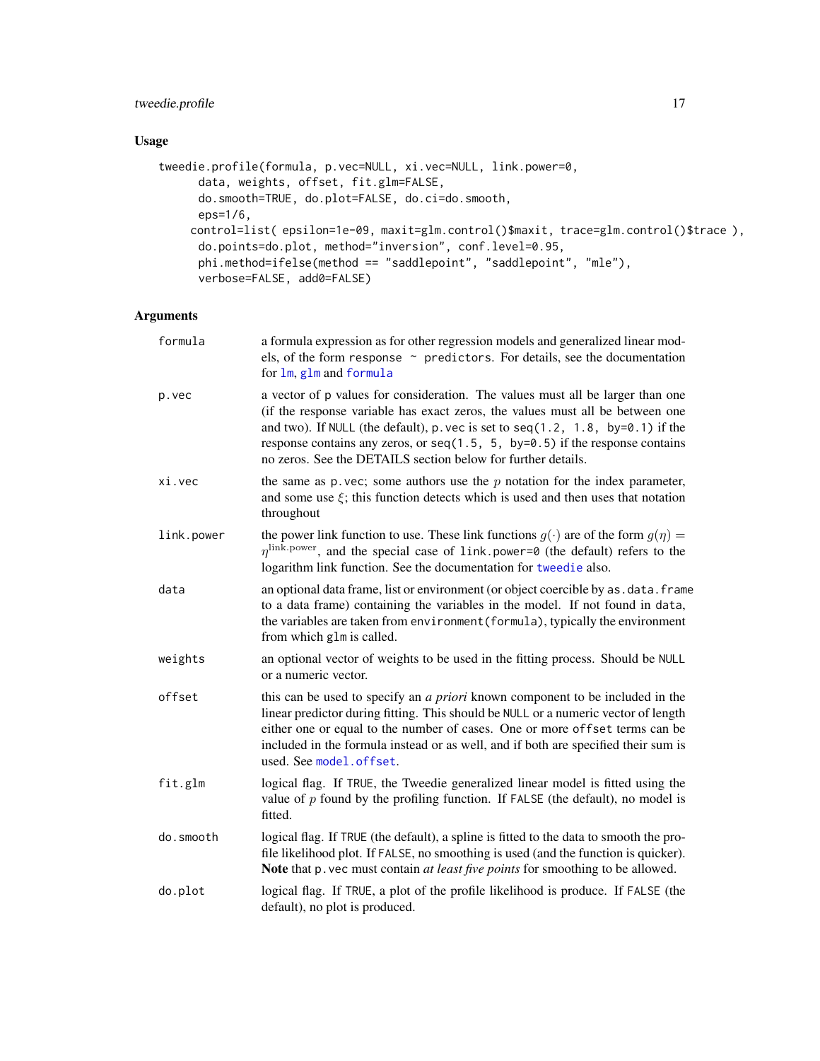## Usage

```
tweedie.profile(formula, p.vec=NULL, xi.vec=NULL, link.power=0,
      data, weights, offset, fit.glm=FALSE,
      do.smooth=TRUE, do.plot=FALSE, do.ci=do.smooth,
      eps=1/6,
     control=list( epsilon=1e-09, maxit=glm.control()$maxit, trace=glm.control()$trace ),
      do.points=do.plot, method="inversion", conf.level=0.95,
      phi.method=ifelse(method == "saddlepoint", "saddlepoint", "mle"),
      verbose=FALSE, add0=FALSE)
```

## Arguments

| | |
|---|---|
| `formula` | a formula expression as for other regression models and generalized linear models, of the form `response ~ predictors`. For details, see the documentation for `lm`, `glm` and `formula` |
| `p.vec` | a vector of p values for consideration. The values must all be larger than one (if the response variable has exact zeros, the values must all be between one and two). If `NULL` (the default), `p.vec` is set to `seq(1.2, 1.8, by=0.1)` if the response contains any zeros, or `seq(1.5, 5, by=0.5)` if the response contains no zeros. See the DETAILS section below for further details. |
| `xi.vec` | the same as `p.vec`; some authors use the $p$ notation for the index parameter, and some use $\xi$; this function detects which is used and then uses that notation throughout |
| `link.power` | the power link function to use. These link functions $g(\cdot)$ are of the form $g(\eta) = \eta^{\text{link.power}}$, and the special case of `link.power=0` (the default) refers to the logarithm link function. See the documentation for `tweedie` also. |
| `data` | an optional data frame, list or environment (or object coercible by `as.data.frame` to a data frame) containing the variables in the model. If not found in `data`, the variables are taken from `environment(formula)`, typically the environment from which `glm` is called. |
| `weights` | an optional vector of weights to be used in the fitting process. Should be `NULL` or a numeric vector. |
| `offset` | this can be used to specify an *a priori* known component to be included in the linear predictor during fitting. This should be `NULL` or a numeric vector of length either one or equal to the number of cases. One or more `offset` terms can be included in the formula instead or as well, and if both are specified their sum is used. See `model.offset`. |
| `fit.glm` | logical flag. If `TRUE`, the Tweedie generalized linear model is fitted using the value of $p$ found by the profiling function. If `FALSE` (the default), no model is fitted. |
| `do.smooth` | logical flag. If `TRUE` (the default), a spline is fitted to the data to smooth the profile likelihood plot. If `FALSE`, no smoothing is used (and the function is quicker). **Note** that `p.vec` must contain *at least five points* for smoothing to be allowed. |
| `do.plot` | logical flag. If `TRUE`, a plot of the profile likelihood is produce. If `FALSE` (the default), no plot is produced. |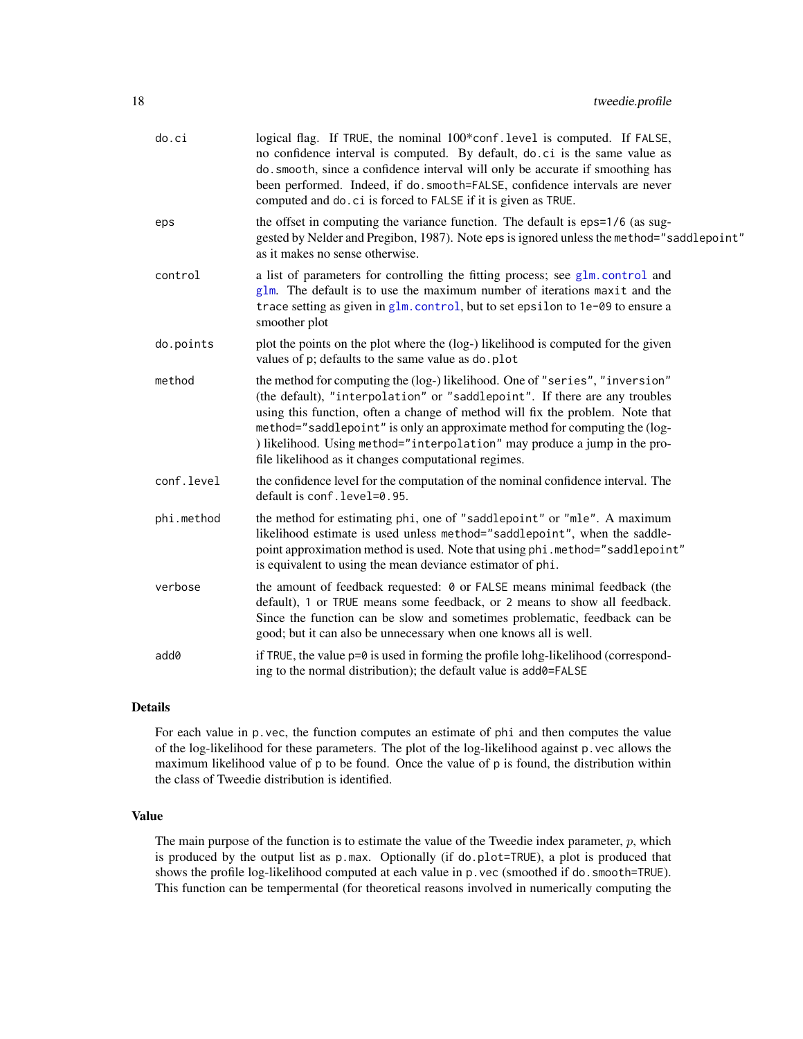`do.ci`
: logical flag. If `TRUE`, the nominal 100*`conf.level` is computed. If `FALSE`, no confidence interval is computed. By default, `do.ci` is the same value as `do.smooth`, since a confidence interval will only be accurate if smoothing has been performed. Indeed, if `do.smooth=FALSE`, confidence intervals are never computed and `do.ci` is forced to `FALSE` if it is given as `TRUE`.

`eps`
: the offset in computing the variance function. The default is `eps=1/6` (as suggested by Nelder and Pregibon, 1987). Note `eps` is ignored unless the `method="saddlepoint"` as it makes no sense otherwise.

`control`
: a list of parameters for controlling the fitting process; see `glm.control` and `glm`. The default is to use the maximum number of iterations `maxit` and the `trace` setting as given in `glm.control`, but to set `epsilon` to `1e-09` to ensure a smoother plot

`do.points`
: plot the points on the plot where the (log-) likelihood is computed for the given values of `p`; defaults to the same value as `do.plot`

`method`
: the method for computing the (log-) likelihood. One of `"series"`, `"inversion"` (the default), `"interpolation"` or `"saddlepoint"`. If there are any troubles using this function, often a change of method will fix the problem. Note that `method="saddlepoint"` is only an approximate method for computing the (log-) likelihood. Using `method="interpolation"` may produce a jump in the profile likelihood as it changes computational regimes.

`conf.level`
: the confidence level for the computation of the nominal confidence interval. The default is `conf.level=0.95`.

`phi.method`
: the method for estimating `phi`, one of `"saddlepoint"` or `"mle"`. A maximum likelihood estimate is used unless `method="saddlepoint"`, when the saddlepoint approximation method is used. Note that using `phi.method="saddlepoint"` is equivalent to using the mean deviance estimator of `phi`.

`verbose`
: the amount of feedback requested: `0` or `FALSE` means minimal feedback (the default), `1` or `TRUE` means some feedback, or `2` means to show all feedback. Since the function can be slow and sometimes problematic, feedback can be good; but it can also be unnecessary when one knows all is well.

`add0`
: if `TRUE`, the value `p=0` is used in forming the profile lohg-likelihood (corresponding to the normal distribution); the default value is `add0=FALSE`

## Details

For each value in `p.vec`, the function computes an estimate of `phi` and then computes the value of the log-likelihood for these parameters. The plot of the log-likelihood against `p.vec` allows the maximum likelihood value of `p` to be found. Once the value of `p` is found, the distribution within the class of Tweedie distribution is identified.

## Value

The main purpose of the function is to estimate the value of the Tweedie index parameter, $p$, which is produced by the output list as `p.max`. Optionally (if `do.plot=TRUE`), a plot is produced that shows the profile log-likelihood computed at each value in `p.vec` (smoothed if `do.smooth=TRUE`). This function can be tempermental (for theoretical reasons involved in numerically computing the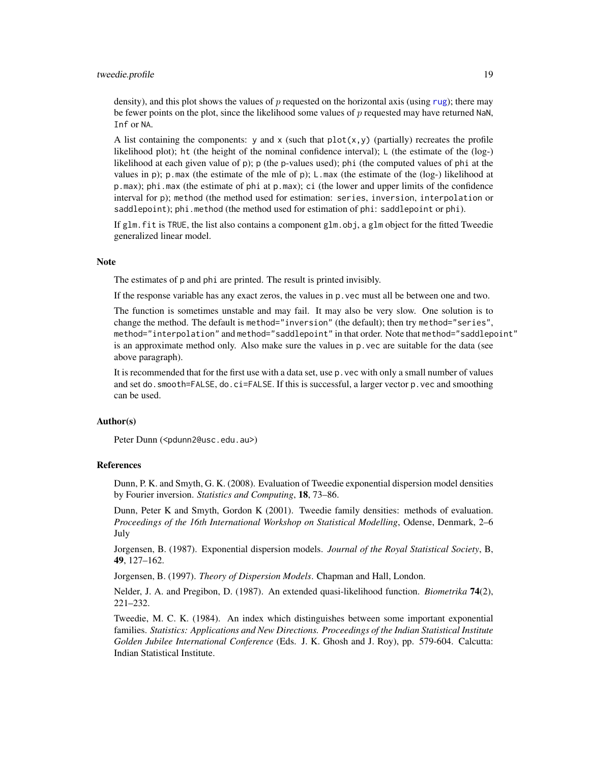density), and this plot shows the values of $p$ requested on the horizontal axis (using `rug`); there may be fewer points on the plot, since the likelihood some values of $p$ requested may have returned `NaN`, `Inf` or `NA`.

A list containing the components: `y` and `x` (such that `plot(x,y)` (partially) recreates the profile likelihood plot); `ht` (the height of the nominal confidence interval); `L` (the estimate of the (log-) likelihood at each given value of `p`); `p` (the p-values used); `phi` (the computed values of `phi` at the values in `p`); `p.max` (the estimate of the mle of `p`); `L.max` (the estimate of the (log-) likelihood at `p.max`); `phi.max` (the estimate of `phi` at `p.max`); `ci` (the lower and upper limits of the confidence interval for `p`); `method` (the method used for estimation: `series`, `inversion`, `interpolation` or `saddlepoint`); `phi.method` (the method used for estimation of `phi`: `saddlepoint` or `phi`).

If `glm.fit` is `TRUE`, the list also contains a component `glm.obj`, a `glm` object for the fitted Tweedie generalized linear model.

### Note

The estimates of `p` and `phi` are printed. The result is printed invisibly.

If the response variable has any exact zeros, the values in `p.vec` must all be between one and two.

The function is sometimes unstable and may fail. It may also be very slow. One solution is to change the method. The default is `method="inversion"` (the default); then try `method="series"`, `method="interpolation"` and `method="saddlepoint"` in that order. Note that `method="saddlepoint"` is an approximate method only. Also make sure the values in `p.vec` are suitable for the data (see above paragraph).

It is recommended that for the first use with a data set, use `p.vec` with only a small number of values and set `do.smooth=FALSE`, `do.ci=FALSE`. If this is successful, a larger vector `p.vec` and smoothing can be used.

### Author(s)

Peter Dunn (<pdunn2@usc.edu.au>)

### References

Dunn, P. K. and Smyth, G. K. (2008). Evaluation of Tweedie exponential dispersion model densities by Fourier inversion. *Statistics and Computing*, **18**, 73–86.

Dunn, Peter K and Smyth, Gordon K (2001). Tweedie family densities: methods of evaluation. *Proceedings of the 16th International Workshop on Statistical Modelling*, Odense, Denmark, 2–6 July

Jorgensen, B. (1987). Exponential dispersion models. *Journal of the Royal Statistical Society*, B, **49**, 127–162.

Jorgensen, B. (1997). *Theory of Dispersion Models*. Chapman and Hall, London.

Nelder, J. A. and Pregibon, D. (1987). An extended quasi-likelihood function. *Biometrika* **74**(2), 221–232.

Tweedie, M. C. K. (1984). An index which distinguishes between some important exponential families. *Statistics: Applications and New Directions. Proceedings of the Indian Statistical Institute Golden Jubilee International Conference* (Eds. J. K. Ghosh and J. Roy), pp. 579-604. Calcutta: Indian Statistical Institute.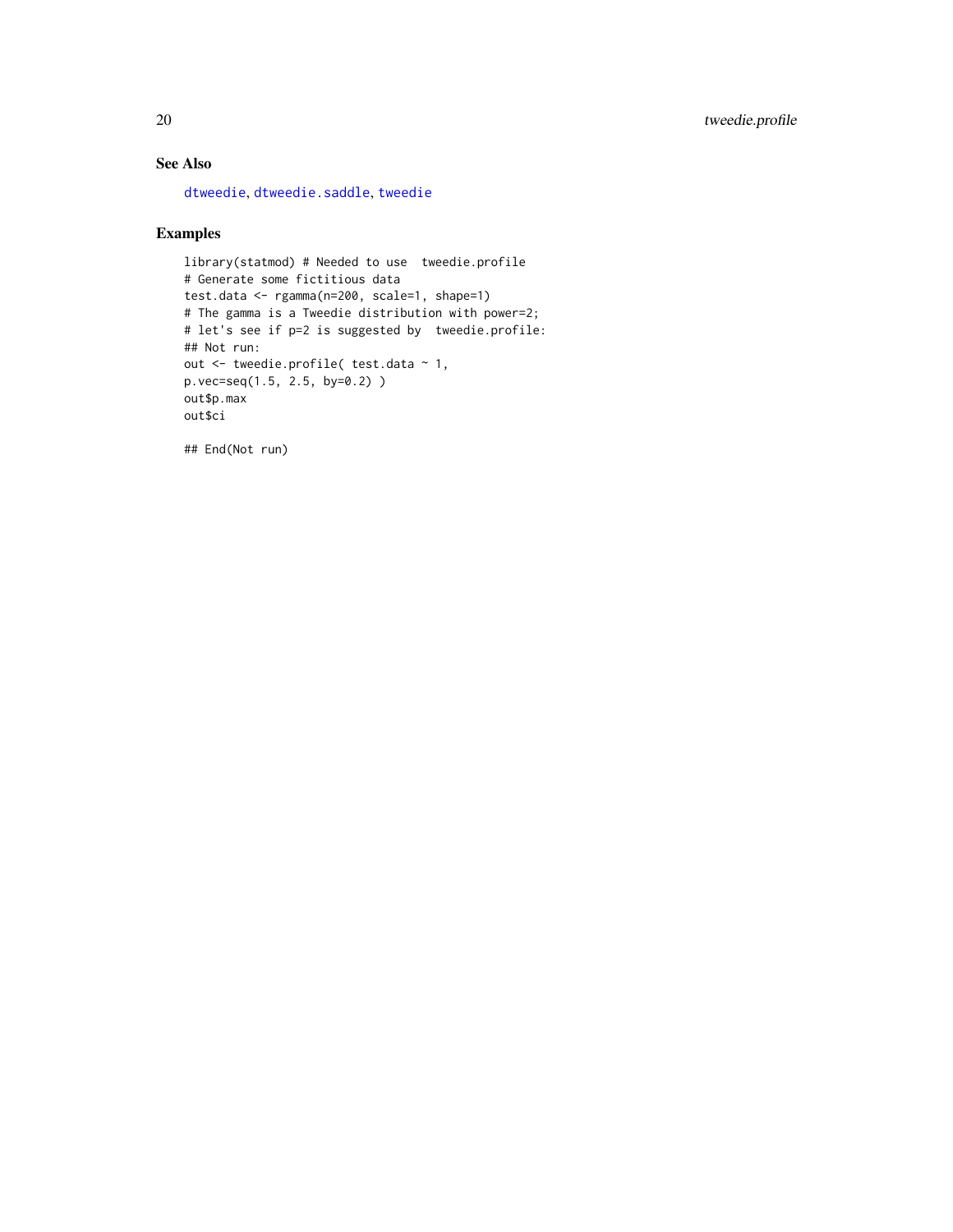## See Also

dtweedie, dtweedie.saddle, tweedie

## Examples

```
library(statmod) # Needed to use  tweedie.profile
# Generate some fictitious data
test.data <- rgamma(n=200, scale=1, shape=1)
# The gamma is a Tweedie distribution with power=2;
# let's see if p=2 is suggested by  tweedie.profile:
## Not run:
out <- tweedie.profile( test.data ~ 1,
p.vec=seq(1.5, 2.5, by=0.2) )
out$p.max
out$ci

## End(Not run)
```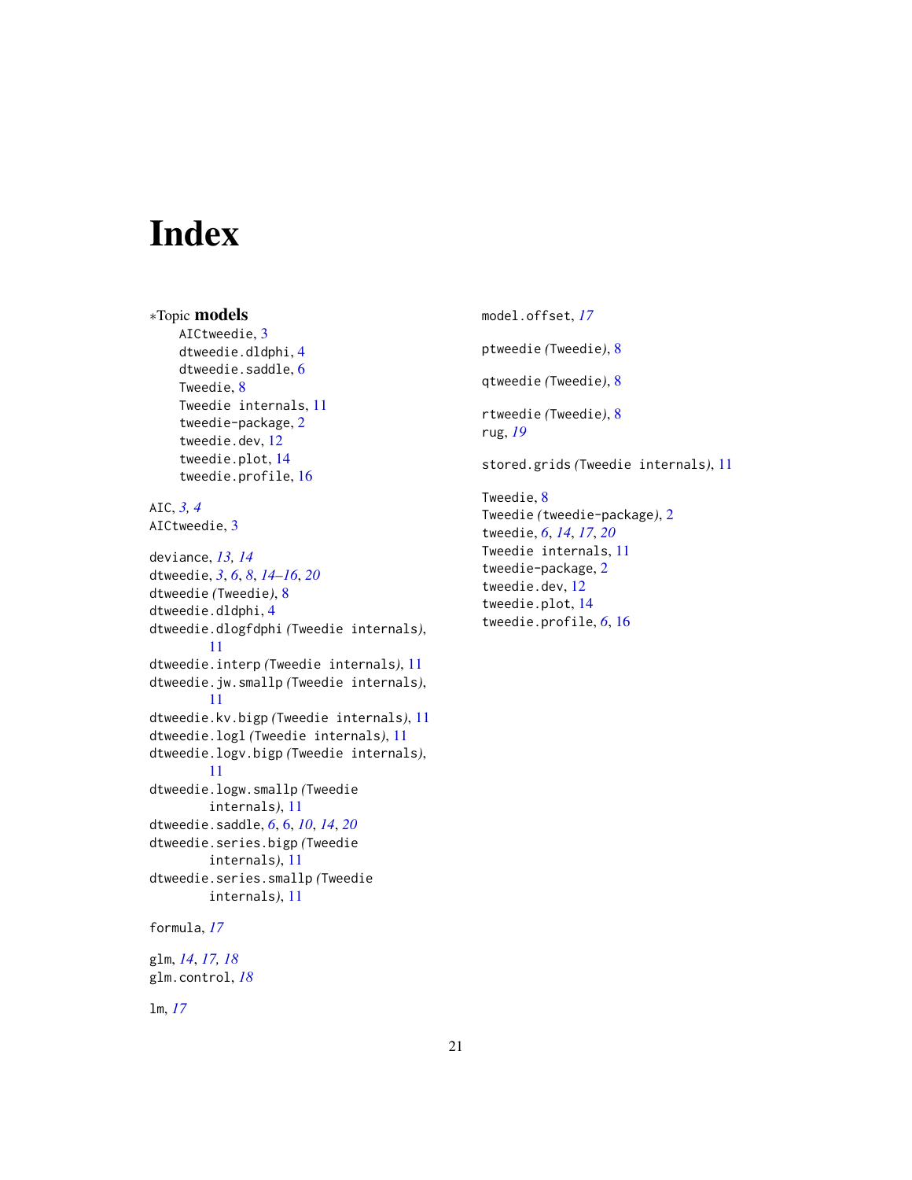# Index

*Topic **models**

AICtweedie, 3
dtweedie.dldphi, 4
dtweedie.saddle, 6
Tweedie, 8
Tweedie internals, 11
tweedie-package, 2
tweedie.dev, 12
tweedie.plot, 14
tweedie.profile, 16

AIC, *3, 4*
AICtweedie, 3

deviance, *13, 14*
dtweedie, *3*, *6*, *8*, *14–16*, *20*
dtweedie *(Tweedie)*, 8
dtweedie.dldphi, 4
dtweedie.dlogfdphi *(Tweedie internals)*, 11
dtweedie.interp *(Tweedie internals)*, 11
dtweedie.jw.smallp *(Tweedie internals)*, 11
dtweedie.kv.bigp *(Tweedie internals)*, 11
dtweedie.logl *(Tweedie internals)*, 11
dtweedie.logv.bigp *(Tweedie internals)*, 11
dtweedie.logw.smallp *(Tweedie internals)*, 11
dtweedie.saddle, *6*, 6, *10*, *14*, *20*
dtweedie.series.bigp *(Tweedie internals)*, 11
dtweedie.series.smallp *(Tweedie internals)*, 11

formula, *17*

glm, *14*, *17, 18*
glm.control, *18*

lm, *17*

model.offset, *17*

ptweedie *(Tweedie)*, 8

qtweedie *(Tweedie)*, 8

rtweedie *(Tweedie)*, 8
rug, *19*

stored.grids *(Tweedie internals)*, 11

Tweedie, 8
Tweedie *(tweedie-package)*, 2
tweedie, *6*, *14*, *17*, *20*
Tweedie internals, 11
tweedie-package, 2
tweedie.dev, 12
tweedie.plot, 14
tweedie.profile, *6*, 16